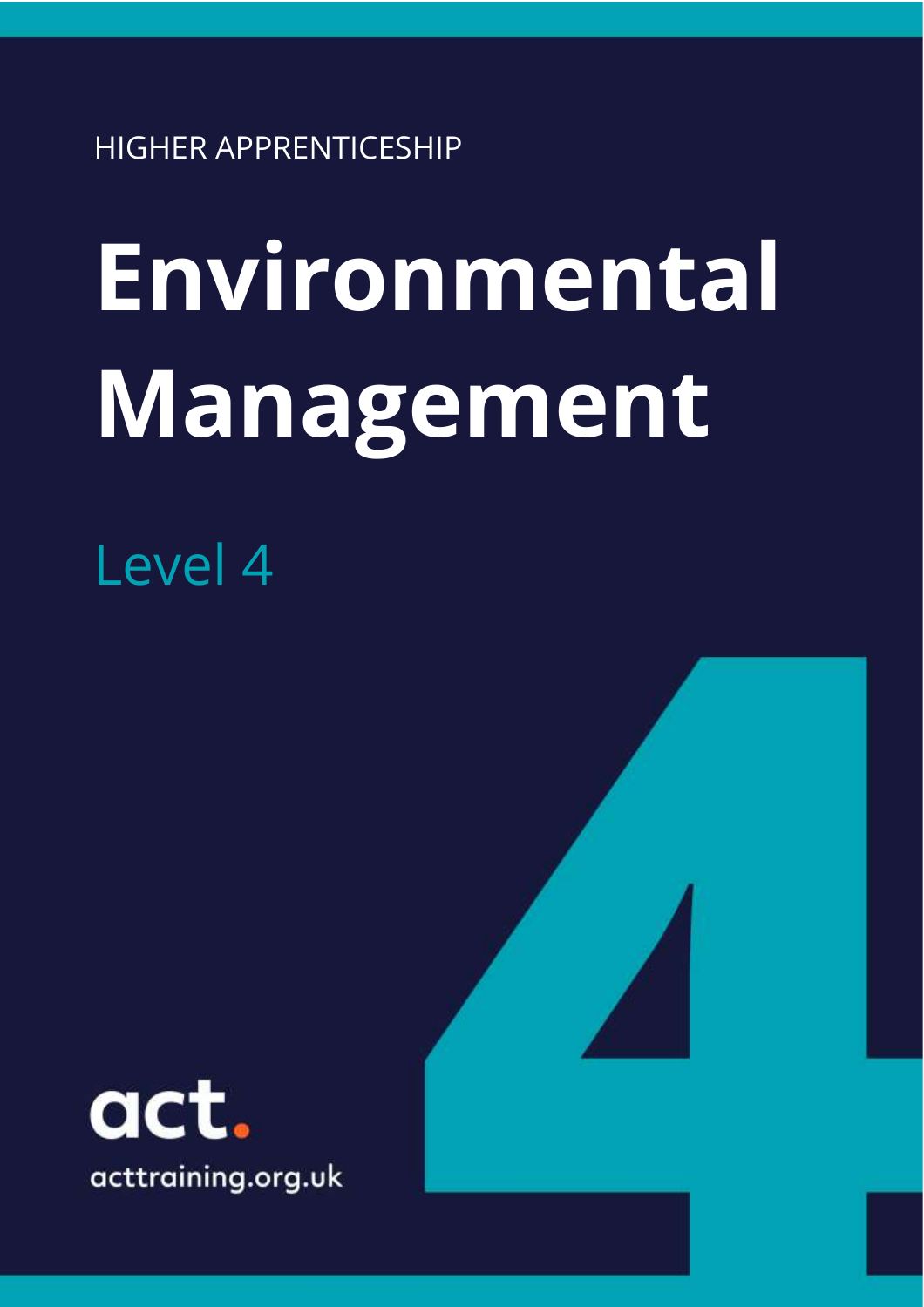HIGHER APPRENTICESHIP

# Environmental Management

Level 4

act.

acttraining.org.uk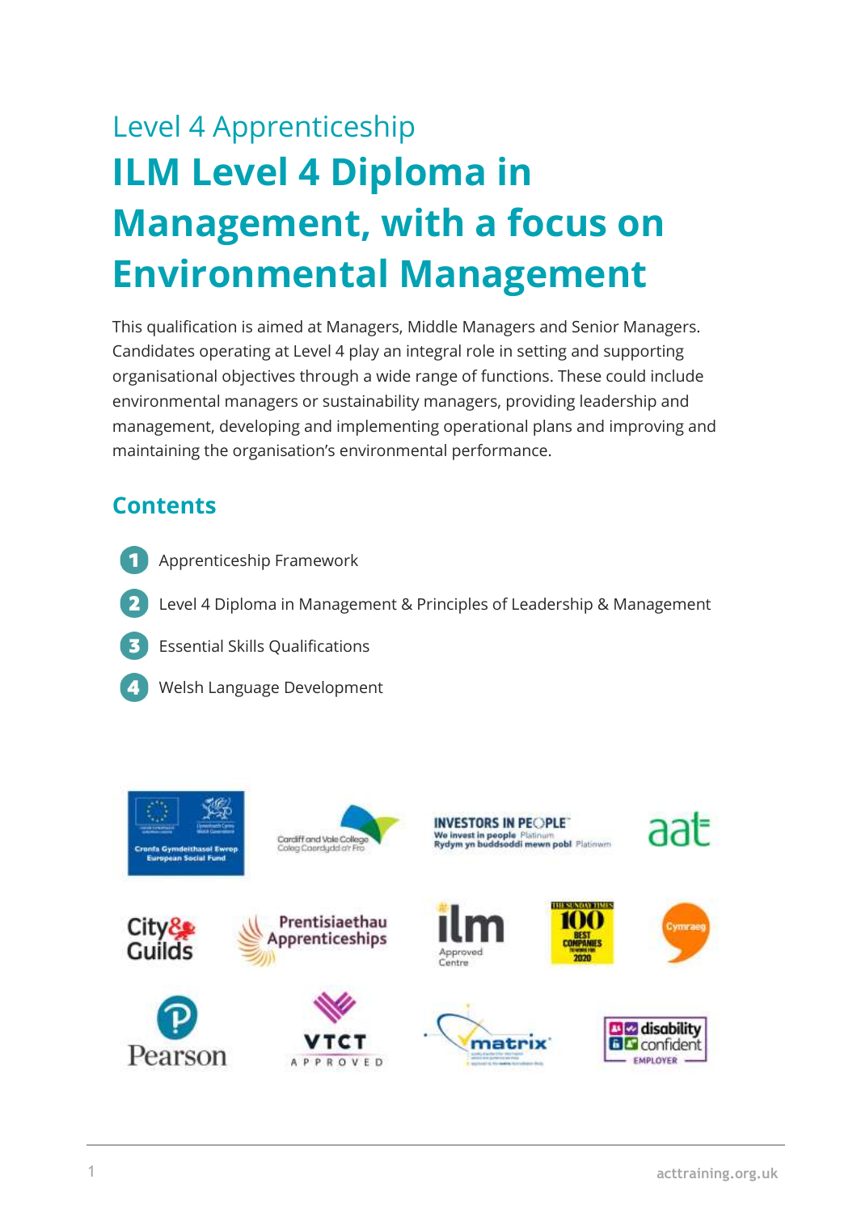Level 4 Apprenticeship

# ILM Level 4 Diploma in Management, with a focus on Environmental Management

This qualification is aimed at Managers, Middle Managers and Senior Managers. Candidates operating at Level 4 play an integral role in setting and supporting organisational objectives through a wide range of functions. These could include environmental managers or sustainability managers, providing leadership and management, developing and implementing operational plans and improving and maintaining the organisation's environmental performance.

## Contents

1. Apprenticeship Framework
2. Level 4 Diploma in Management & Principles of Leadership & Management
3. Essential Skills Qualifications
4. Welsh Language Development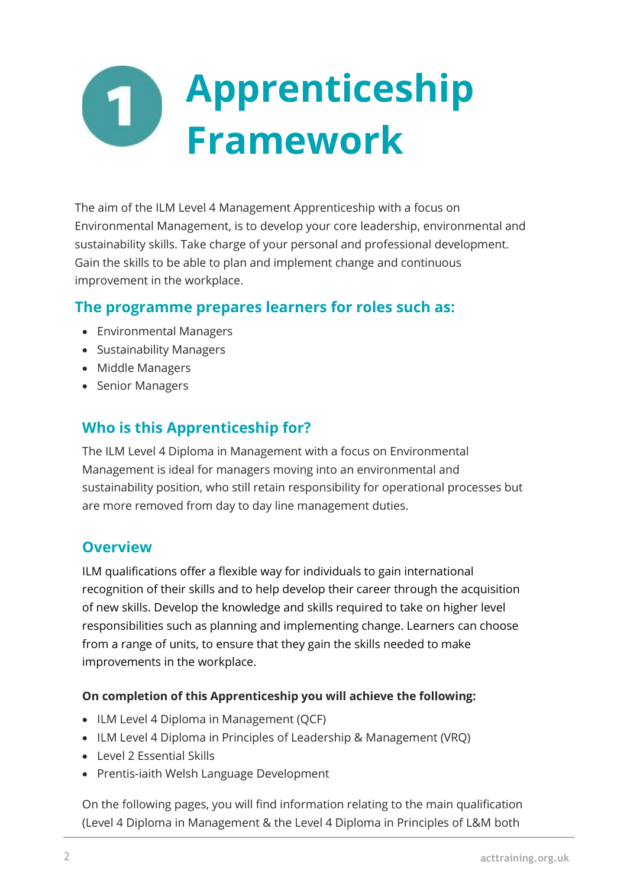# 1 Apprenticeship Framework

The aim of the ILM Level 4 Management Apprenticeship with a focus on Environmental Management, is to develop your core leadership, environmental and sustainability skills. Take charge of your personal and professional development. Gain the skills to be able to plan and implement change and continuous improvement in the workplace.

## The programme prepares learners for roles such as:

- Environmental Managers
- Sustainability Managers
- Middle Managers
- Senior Managers

## Who is this Apprenticeship for?

The ILM Level 4 Diploma in Management with a focus on Environmental Management is ideal for managers moving into an environmental and sustainability position, who still retain responsibility for operational processes but are more removed from day to day line management duties.

## Overview

ILM qualifications offer a flexible way for individuals to gain international recognition of their skills and to help develop their career through the acquisition of new skills. Develop the knowledge and skills required to take on higher level responsibilities such as planning and implementing change. Learners can choose from a range of units, to ensure that they gain the skills needed to make improvements in the workplace.

**On completion of this Apprenticeship you will achieve the following:**

- ILM Level 4 Diploma in Management (QCF)
- ILM Level 4 Diploma in Principles of Leadership & Management (VRQ)
- Level 2 Essential Skills
- Prentis-iaith Welsh Language Development

On the following pages, you will find information relating to the main qualification (Level 4 Diploma in Management & the Level 4 Diploma in Principles of L&M both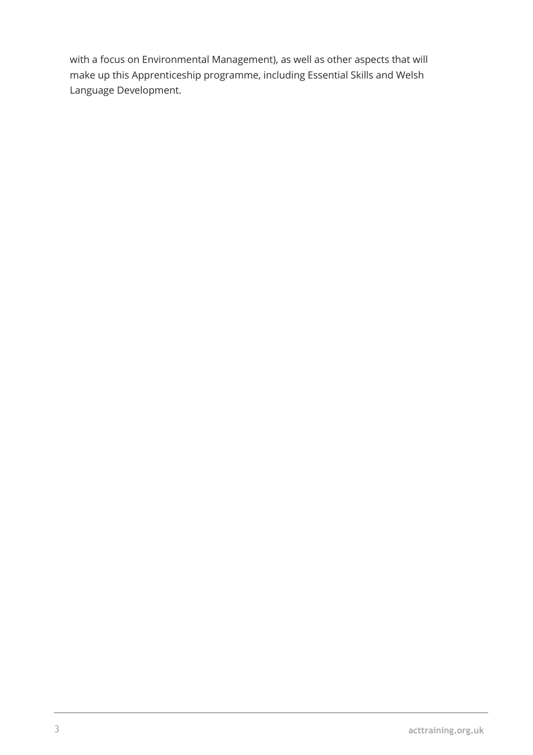with a focus on Environmental Management), as well as other aspects that will make up this Apprenticeship programme, including Essential Skills and Welsh Language Development.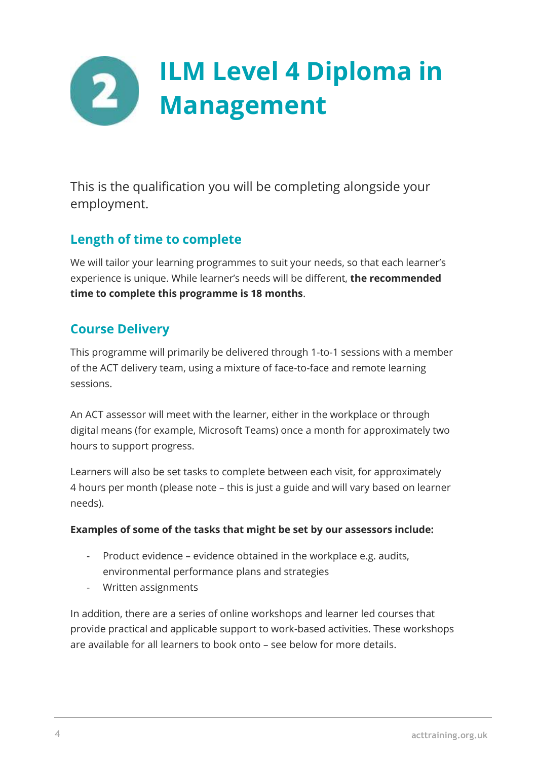# 2 ILM Level 4 Diploma in Management

This is the qualification you will be completing alongside your employment.

## Length of time to complete

We will tailor your learning programmes to suit your needs, so that each learner's experience is unique. While learner's needs will be different, **the recommended time to complete this programme is 18 months**.

## Course Delivery

This programme will primarily be delivered through 1-to-1 sessions with a member of the ACT delivery team, using a mixture of face-to-face and remote learning sessions.

An ACT assessor will meet with the learner, either in the workplace or through digital means (for example, Microsoft Teams) once a month for approximately two hours to support progress.

Learners will also be set tasks to complete between each visit, for approximately 4 hours per month (please note – this is just a guide and will vary based on learner needs).

**Examples of some of the tasks that might be set by our assessors include:**

- Product evidence – evidence obtained in the workplace e.g. audits, environmental performance plans and strategies
- Written assignments

In addition, there are a series of online workshops and learner led courses that provide practical and applicable support to work-based activities. These workshops are available for all learners to book onto – see below for more details.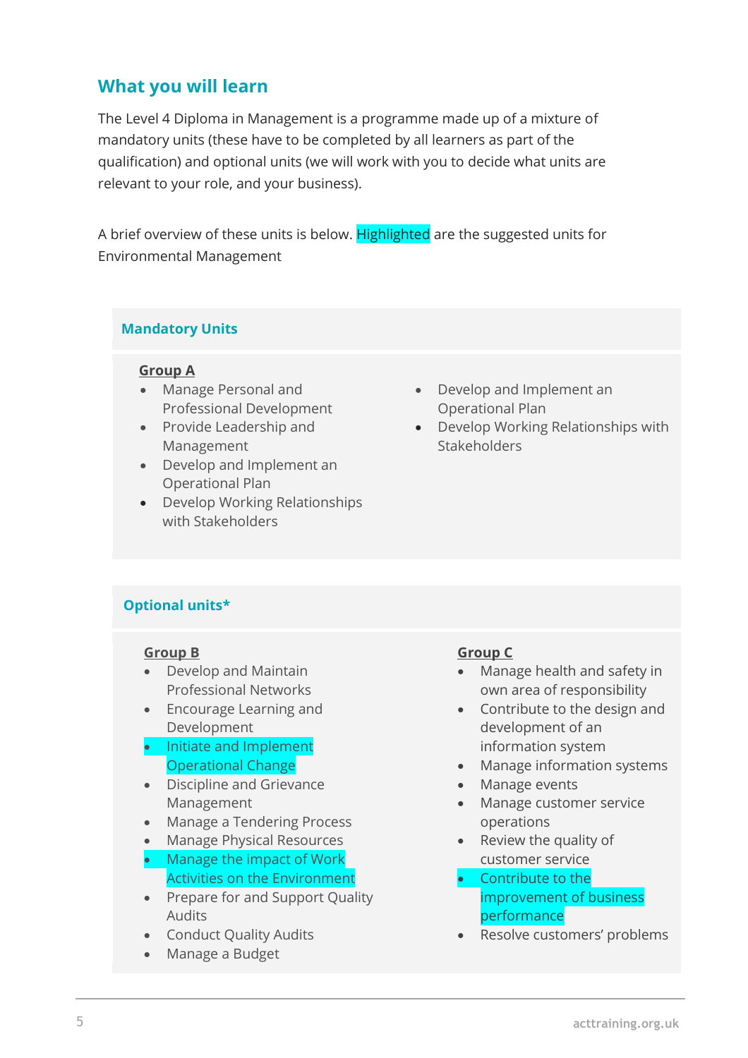## What you will learn

The Level 4 Diploma in Management is a programme made up of a mixture of mandatory units (these have to be completed by all learners as part of the qualification) and optional units (we will work with you to decide what units are relevant to your role, and your business).

A brief overview of these units is below. Highlighted are the suggested units for Environmental Management

### Mandatory Units

**Group A**

- Manage Personal and Professional Development
- Provide Leadership and Management
- Develop and Implement an Operational Plan
- Develop Working Relationships with Stakeholders
- Develop and Implement an Operational Plan
- Develop Working Relationships with Stakeholders

### Optional units*

**Group B**

- Develop and Maintain Professional Networks
- Encourage Learning and Development
- Initiate and Implement Operational Change
- Discipline and Grievance Management
- Manage a Tendering Process
- Manage Physical Resources
- Manage the impact of Work Activities on the Environment
- Prepare for and Support Quality Audits
- Conduct Quality Audits
- Manage a Budget

**Group C**

- Manage health and safety in own area of responsibility
- Contribute to the design and development of an information system
- Manage information systems
- Manage events
- Manage customer service operations
- Review the quality of customer service
- Contribute to the improvement of business performance
- Resolve customers' problems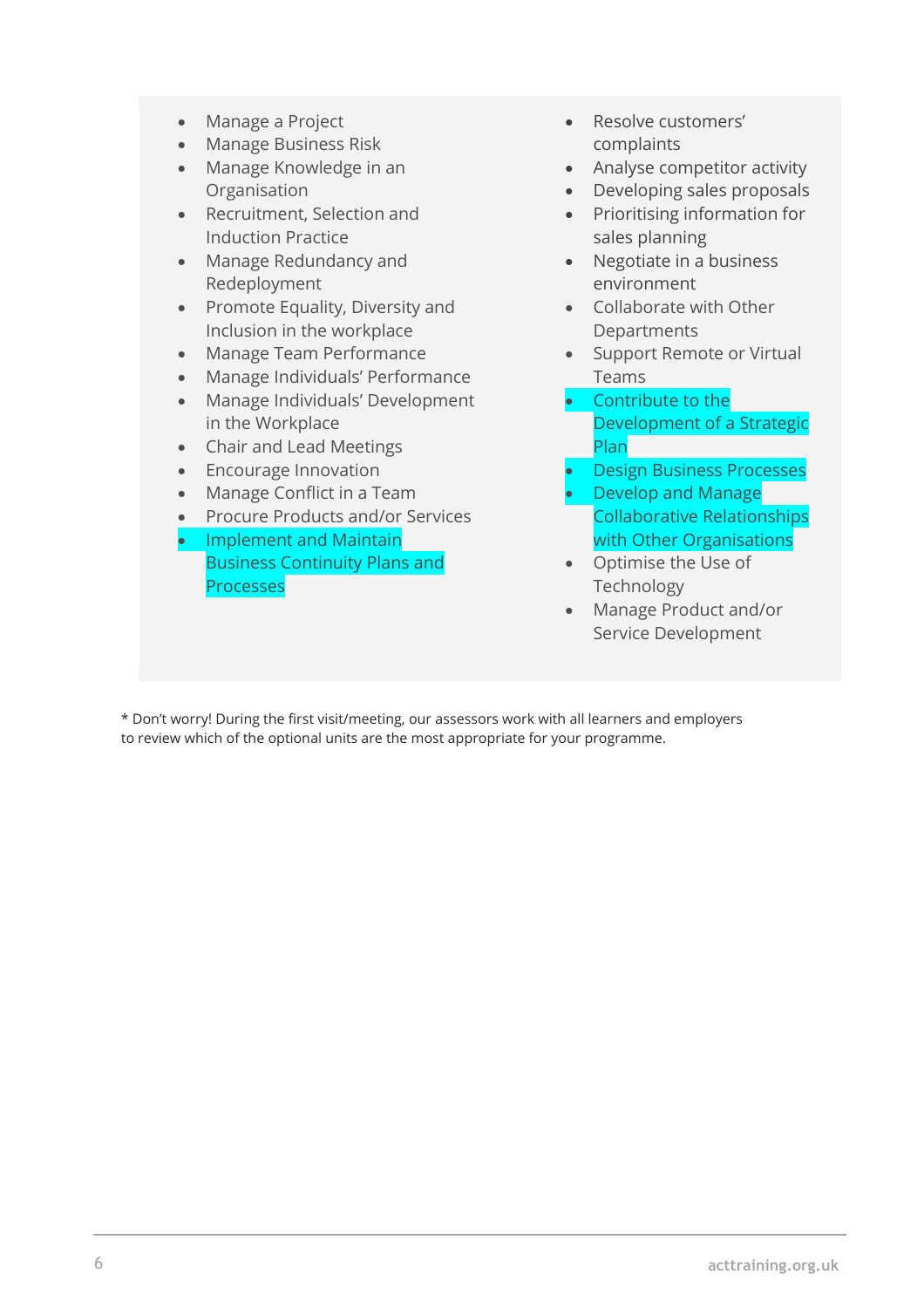- Manage a Project
- Manage Business Risk
- Manage Knowledge in an Organisation
- Recruitment, Selection and Induction Practice
- Manage Redundancy and Redeployment
- Promote Equality, Diversity and Inclusion in the workplace
- Manage Team Performance
- Manage Individuals' Performance
- Manage Individuals' Development in the Workplace
- Chair and Lead Meetings
- Encourage Innovation
- Manage Conflict in a Team
- Procure Products and/or Services
- Implement and Maintain Business Continuity Plans and Processes
- Resolve customers' complaints
- Analyse competitor activity
- Developing sales proposals
- Prioritising information for sales planning
- Negotiate in a business environment
- Collaborate with Other Departments
- Support Remote or Virtual Teams
- Contribute to the Development of a Strategic Plan
- Design Business Processes
- Develop and Manage Collaborative Relationships with Other Organisations
- Optimise the Use of Technology
- Manage Product and/or Service Development

* Don't worry! During the first visit/meeting, our assessors work with all learners and employers to review which of the optional units are the most appropriate for your programme.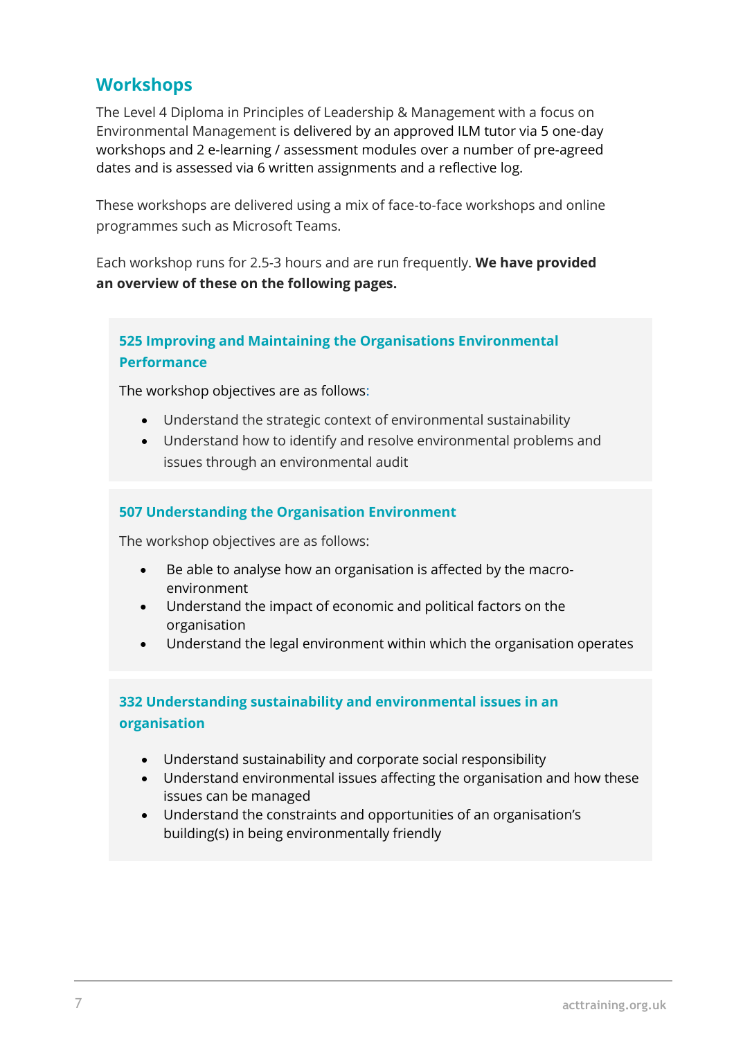## Workshops

The Level 4 Diploma in Principles of Leadership & Management with a focus on Environmental Management is delivered by an approved ILM tutor via 5 one-day workshops and 2 e-learning / assessment modules over a number of pre-agreed dates and is assessed via 6 written assignments and a reflective log.

These workshops are delivered using a mix of face-to-face workshops and online programmes such as Microsoft Teams.

Each workshop runs for 2.5-3 hours and are run frequently. **We have provided an overview of these on the following pages.**

### 525 Improving and Maintaining the Organisations Environmental Performance

The workshop objectives are as follows:

- Understand the strategic context of environmental sustainability
- Understand how to identify and resolve environmental problems and issues through an environmental audit

### 507 Understanding the Organisation Environment

The workshop objectives are as follows:

- Be able to analyse how an organisation is affected by the macro-environment
- Understand the impact of economic and political factors on the organisation
- Understand the legal environment within which the organisation operates

### 332 Understanding sustainability and environmental issues in an organisation

- Understand sustainability and corporate social responsibility
- Understand environmental issues affecting the organisation and how these issues can be managed
- Understand the constraints and opportunities of an organisation's building(s) in being environmentally friendly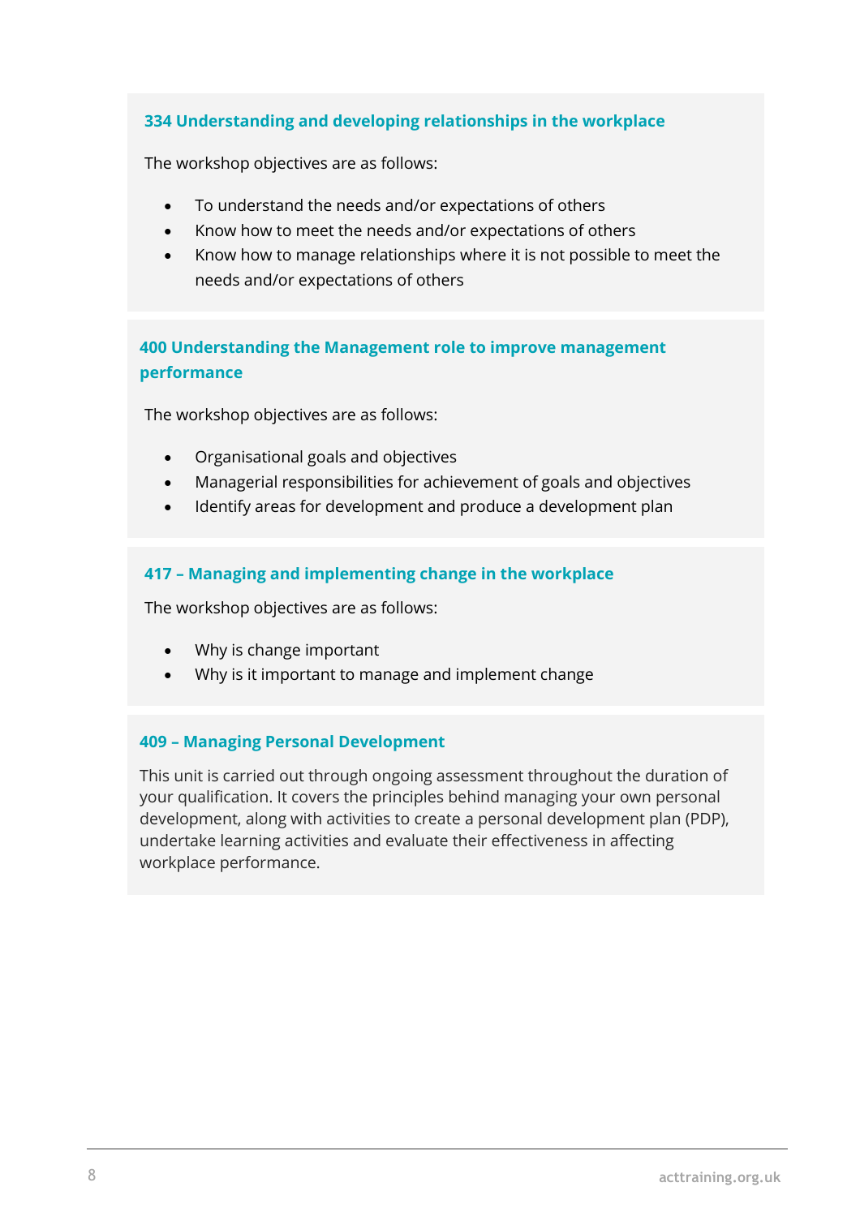### 334 Understanding and developing relationships in the workplace

The workshop objectives are as follows:

- To understand the needs and/or expectations of others
- Know how to meet the needs and/or expectations of others
- Know how to manage relationships where it is not possible to meet the needs and/or expectations of others

### 400 Understanding the Management role to improve management performance

The workshop objectives are as follows:

- Organisational goals and objectives
- Managerial responsibilities for achievement of goals and objectives
- Identify areas for development and produce a development plan

### 417 – Managing and implementing change in the workplace

The workshop objectives are as follows:

- Why is change important
- Why is it important to manage and implement change

### 409 – Managing Personal Development

This unit is carried out through ongoing assessment throughout the duration of your qualification. It covers the principles behind managing your own personal development, along with activities to create a personal development plan (PDP), undertake learning activities and evaluate their effectiveness in affecting workplace performance.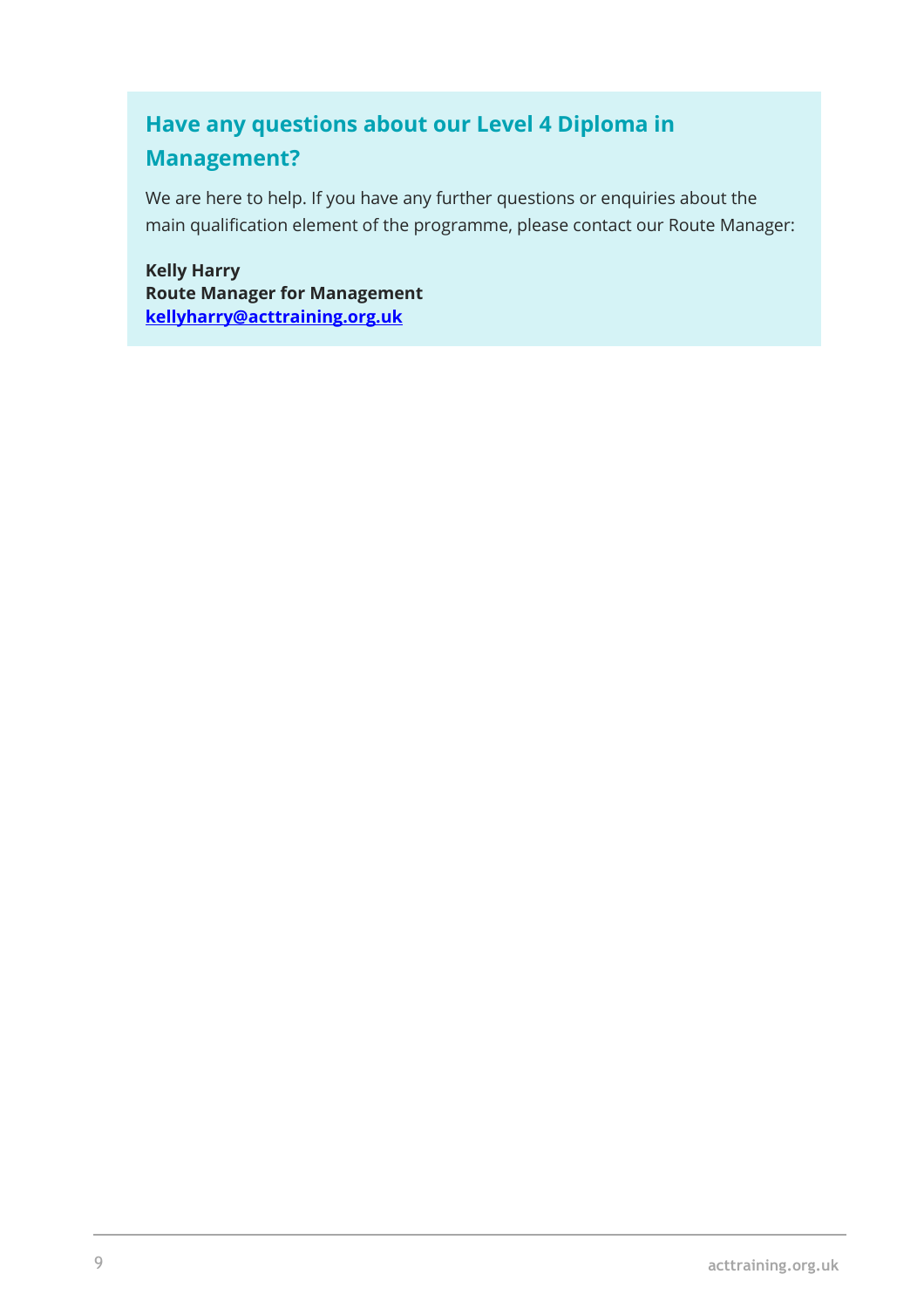## Have any questions about our Level 4 Diploma in Management?

We are here to help. If you have any further questions or enquiries about the main qualification element of the programme, please contact our Route Manager:

**Kelly Harry**
**Route Manager for Management**
**kellyharry@acttraining.org.uk**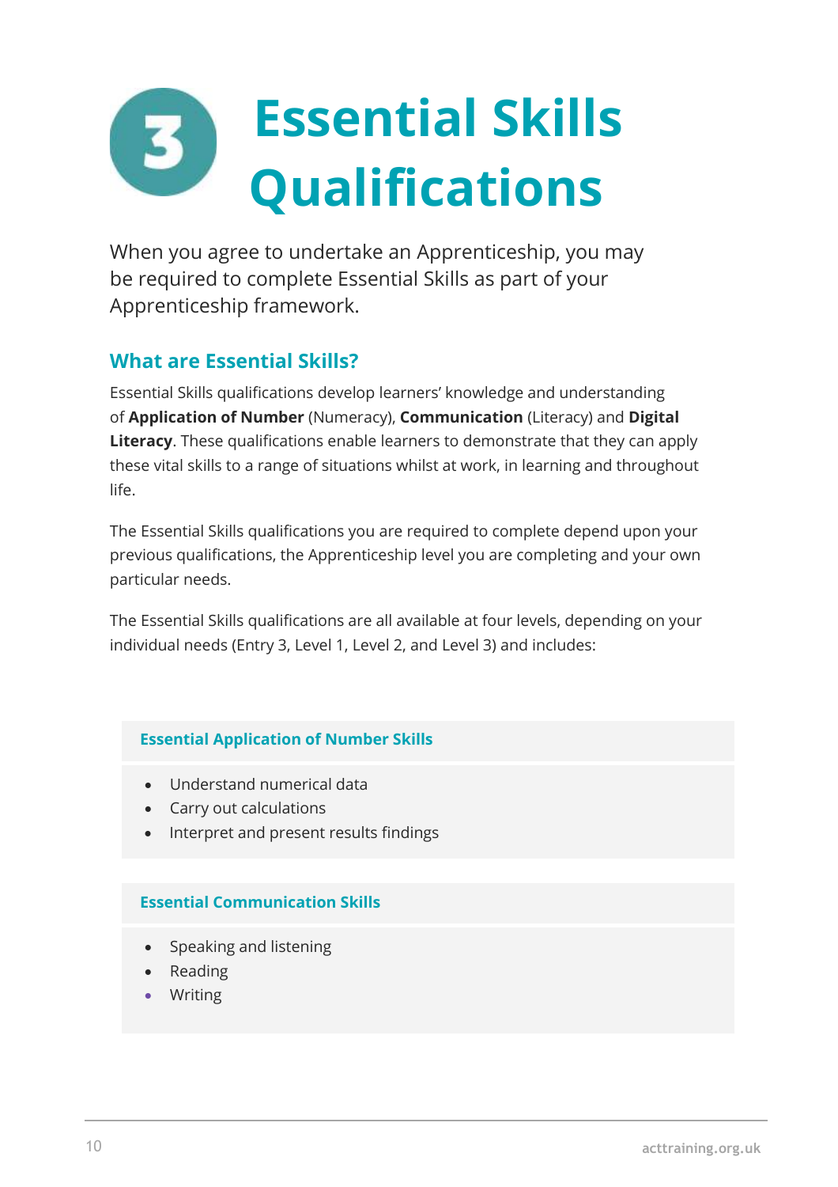# 3 Essential Skills Qualifications

When you agree to undertake an Apprenticeship, you may be required to complete Essential Skills as part of your Apprenticeship framework.

## What are Essential Skills?

Essential Skills qualifications develop learners' knowledge and understanding of **Application of Number** (Numeracy), **Communication** (Literacy) and **Digital Literacy**. These qualifications enable learners to demonstrate that they can apply these vital skills to a range of situations whilst at work, in learning and throughout life.

The Essential Skills qualifications you are required to complete depend upon your previous qualifications, the Apprenticeship level you are completing and your own particular needs.

The Essential Skills qualifications are all available at four levels, depending on your individual needs (Entry 3, Level 1, Level 2, and Level 3) and includes:

### Essential Application of Number Skills

- Understand numerical data
- Carry out calculations
- Interpret and present results findings

### Essential Communication Skills

- Speaking and listening
- Reading
- Writing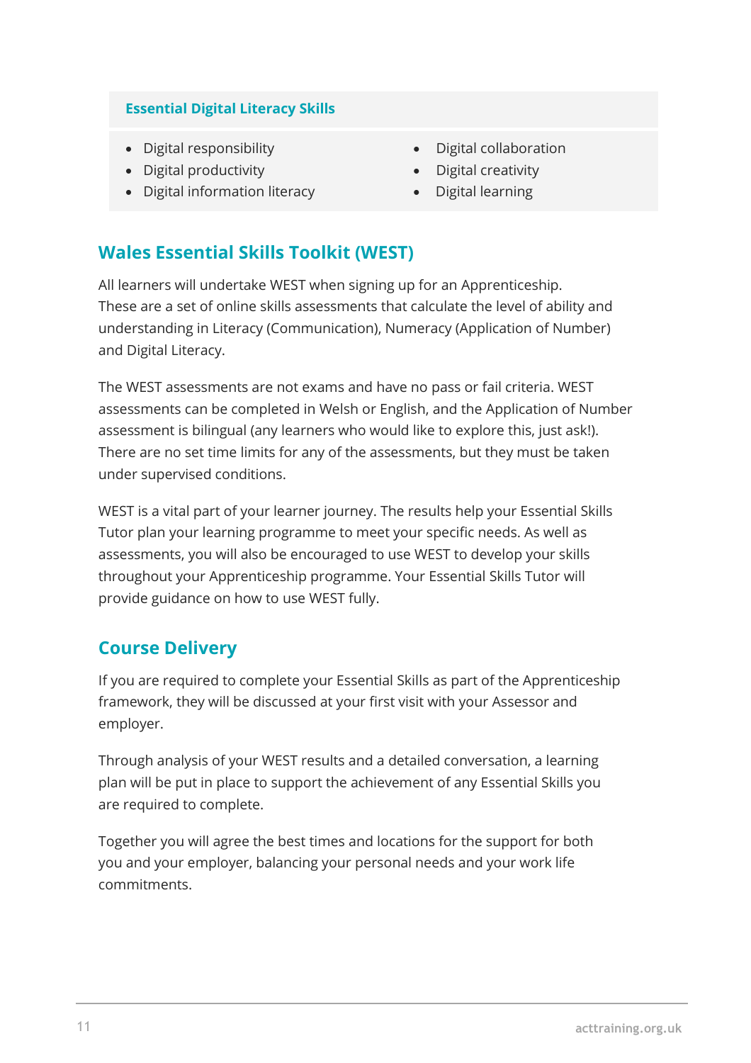### Essential Digital Literacy Skills

- Digital responsibility
- Digital productivity
- Digital information literacy
- Digital collaboration
- Digital creativity
- Digital learning

## Wales Essential Skills Toolkit (WEST)

All learners will undertake WEST when signing up for an Apprenticeship. These are a set of online skills assessments that calculate the level of ability and understanding in Literacy (Communication), Numeracy (Application of Number) and Digital Literacy.

The WEST assessments are not exams and have no pass or fail criteria. WEST assessments can be completed in Welsh or English, and the Application of Number assessment is bilingual (any learners who would like to explore this, just ask!). There are no set time limits for any of the assessments, but they must be taken under supervised conditions.

WEST is a vital part of your learner journey. The results help your Essential Skills Tutor plan your learning programme to meet your specific needs. As well as assessments, you will also be encouraged to use WEST to develop your skills throughout your Apprenticeship programme. Your Essential Skills Tutor will provide guidance on how to use WEST fully.

## Course Delivery

If you are required to complete your Essential Skills as part of the Apprenticeship framework, they will be discussed at your first visit with your Assessor and employer.

Through analysis of your WEST results and a detailed conversation, a learning plan will be put in place to support the achievement of any Essential Skills you are required to complete.

Together you will agree the best times and locations for the support for both you and your employer, balancing your personal needs and your work life commitments.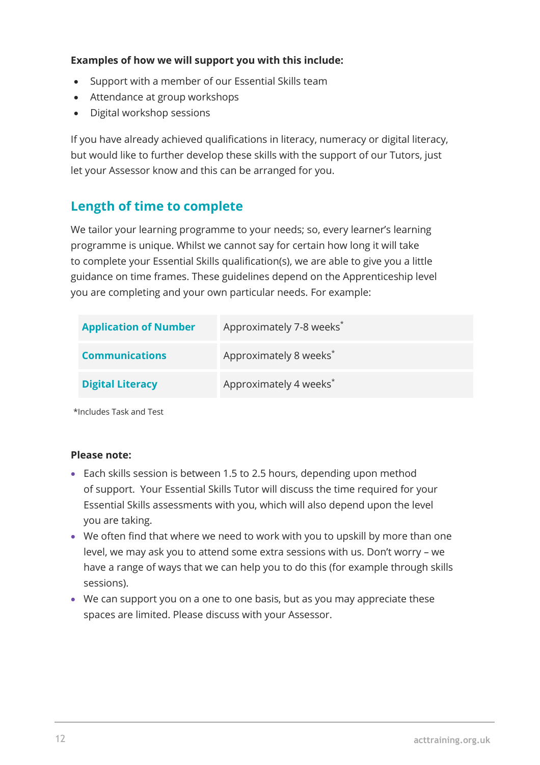**Examples of how we will support you with this include:**

- Support with a member of our Essential Skills team
- Attendance at group workshops
- Digital workshop sessions

If you have already achieved qualifications in literacy, numeracy or digital literacy, but would like to further develop these skills with the support of our Tutors, just let your Assessor know and this can be arranged for you.

## Length of time to complete

We tailor your learning programme to your needs; so, every learner's learning programme is unique. Whilst we cannot say for certain how long it will take to complete your Essential Skills qualification(s), we are able to give you a little guidance on time frames. These guidelines depend on the Apprenticeship level you are completing and your own particular needs. For example:

| | |
|---|---|
| **Application of Number** | Approximately 7-8 weeks* |
| **Communications** | Approximately 8 weeks* |
| **Digital Literacy** | Approximately 4 weeks* |

*Includes Task and Test

**Please note:**

- Each skills session is between 1.5 to 2.5 hours, depending upon method of support. Your Essential Skills Tutor will discuss the time required for your Essential Skills assessments with you, which will also depend upon the level you are taking.
- We often find that where we need to work with you to upskill by more than one level, we may ask you to attend some extra sessions with us. Don't worry – we have a range of ways that we can help you to do this (for example through skills sessions).
- We can support you on a one to one basis, but as you may appreciate these spaces are limited. Please discuss with your Assessor.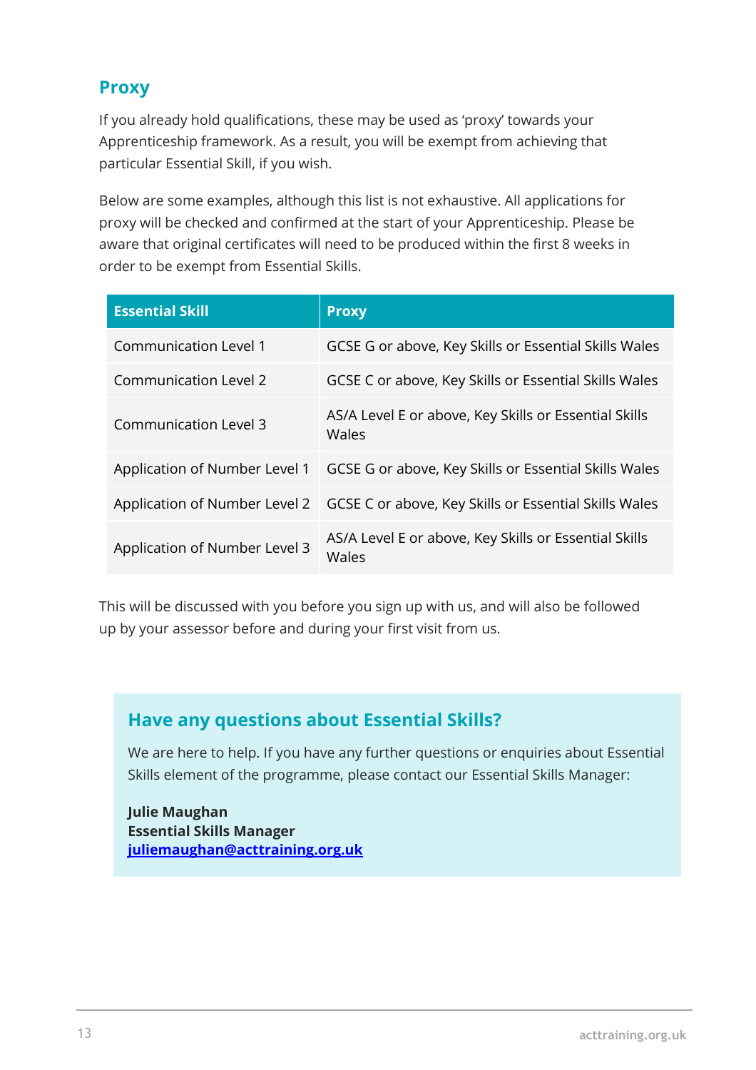## Proxy

If you already hold qualifications, these may be used as 'proxy' towards your Apprenticeship framework. As a result, you will be exempt from achieving that particular Essential Skill, if you wish.

Below are some examples, although this list is not exhaustive. All applications for proxy will be checked and confirmed at the start of your Apprenticeship. Please be aware that original certificates will need to be produced within the first 8 weeks in order to be exempt from Essential Skills.

| Essential Skill | Proxy |
| --- | --- |
| Communication Level 1 | GCSE G or above, Key Skills or Essential Skills Wales |
| Communication Level 2 | GCSE C or above, Key Skills or Essential Skills Wales |
| Communication Level 3 | AS/A Level E or above, Key Skills or Essential Skills Wales |
| Application of Number Level 1 | GCSE G or above, Key Skills or Essential Skills Wales |
| Application of Number Level 2 | GCSE C or above, Key Skills or Essential Skills Wales |
| Application of Number Level 3 | AS/A Level E or above, Key Skills or Essential Skills Wales |

This will be discussed with you before you sign up with us, and will also be followed up by your assessor before and during your first visit from us.

### Have any questions about Essential Skills?

We are here to help. If you have any further questions or enquiries about Essential Skills element of the programme, please contact our Essential Skills Manager:

**Julie Maughan**
**Essential Skills Manager**
**juliemaughan@acttraining.org.uk**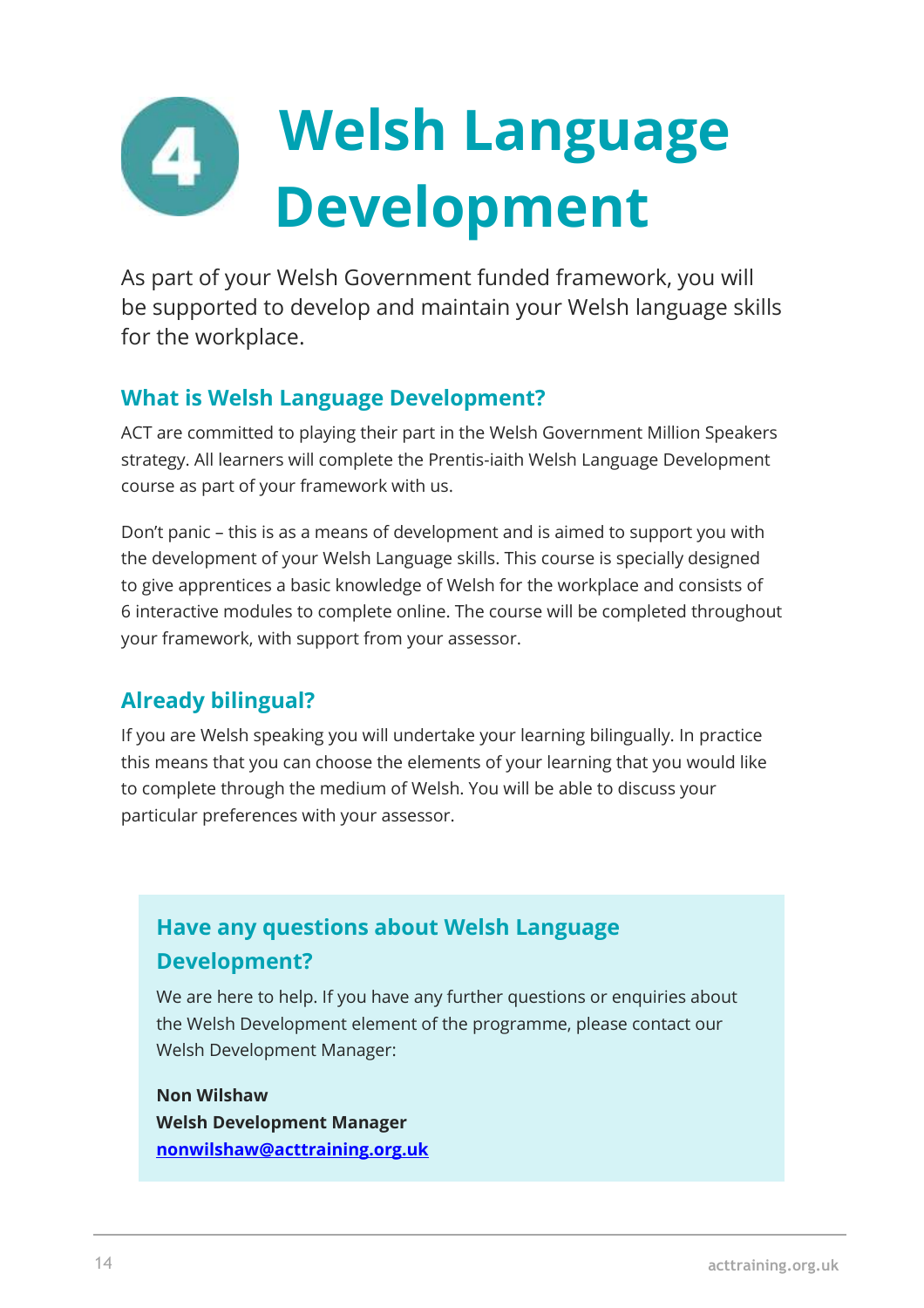# 4 Welsh Language Development

As part of your Welsh Government funded framework, you will be supported to develop and maintain your Welsh language skills for the workplace.

## What is Welsh Language Development?

ACT are committed to playing their part in the Welsh Government Million Speakers strategy. All learners will complete the Prentis-iaith Welsh Language Development course as part of your framework with us.

Don't panic – this is as a means of development and is aimed to support you with the development of your Welsh Language skills. This course is specially designed to give apprentices a basic knowledge of Welsh for the workplace and consists of 6 interactive modules to complete online. The course will be completed throughout your framework, with support from your assessor.

## Already bilingual?

If you are Welsh speaking you will undertake your learning bilingually. In practice this means that you can choose the elements of your learning that you would like to complete through the medium of Welsh. You will be able to discuss your particular preferences with your assessor.

### Have any questions about Welsh Language Development?

We are here to help. If you have any further questions or enquiries about the Welsh Development element of the programme, please contact our Welsh Development Manager:

**Non Wilshaw**
**Welsh Development Manager**
**nonwilshaw@acttraining.org.uk**